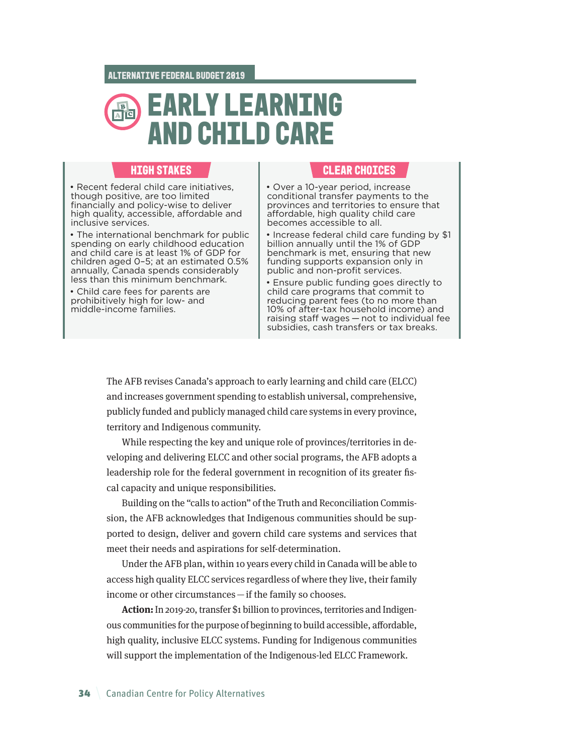ALTERNATIVE FEDERAL BUDGET 2019

# EARLY LEARNING AND CHILD CARE

## HIGH STAKES

- Recent federal child care initiatives, though positive, are too limited financially and policy-wise to deliver high quality, accessible, affordable and inclusive services.
- The international benchmark for public spending on early childhood education and child care is at least 1% of GDP for children aged 0–5; at an estimated 0.5% annually, Canada spends considerably less than this minimum benchmark.
- Child care fees for parents are prohibitively high for low- and middle-income families.

## CLEAR CHOICES

- Over a 10-year period, increase conditional transfer payments to the provinces and territories to ensure that affordable, high quality child care becomes accessible to all.
- Increase federal child care funding by $1 billion annually until the 1% of GDP benchmark is met, ensuring that new funding supports expansion only in public and non-profit services.
- Ensure public funding goes directly to child care programs that commit to reducing parent fees (to no more than 10% of after-tax household income) and raising staff wages — not to individual fee subsidies, cash transfers or tax breaks.

The AFB revises Canada's approach to early learning and child care (ELCC) and increases government spending to establish universal, comprehensive, publicly funded and publicly managed child care systems in every province, territory and Indigenous community.

While respecting the key and unique role of provinces/territories in developing and delivering ELCC and other social programs, the AFB adopts a leadership role for the federal government in recognition of its greater fiscal capacity and unique responsibilities.

Building on the "calls to action" of the Truth and Reconciliation Commission, the AFB acknowledges that Indigenous communities should be supported to design, deliver and govern child care systems and services that meet their needs and aspirations for self-determination.

Under the AFB plan, within 10 years every child in Canada will be able to access high quality ELCC services regardless of where they live, their family income or other circumstances — if the family so chooses.

**Action:** In 2019-20, transfer $1 billion to provinces, territories and Indigenous communities for the purpose of beginning to build accessible, affordable, high quality, inclusive ELCC systems. Funding for Indigenous communities will support the implementation of the Indigenous-led ELCC Framework.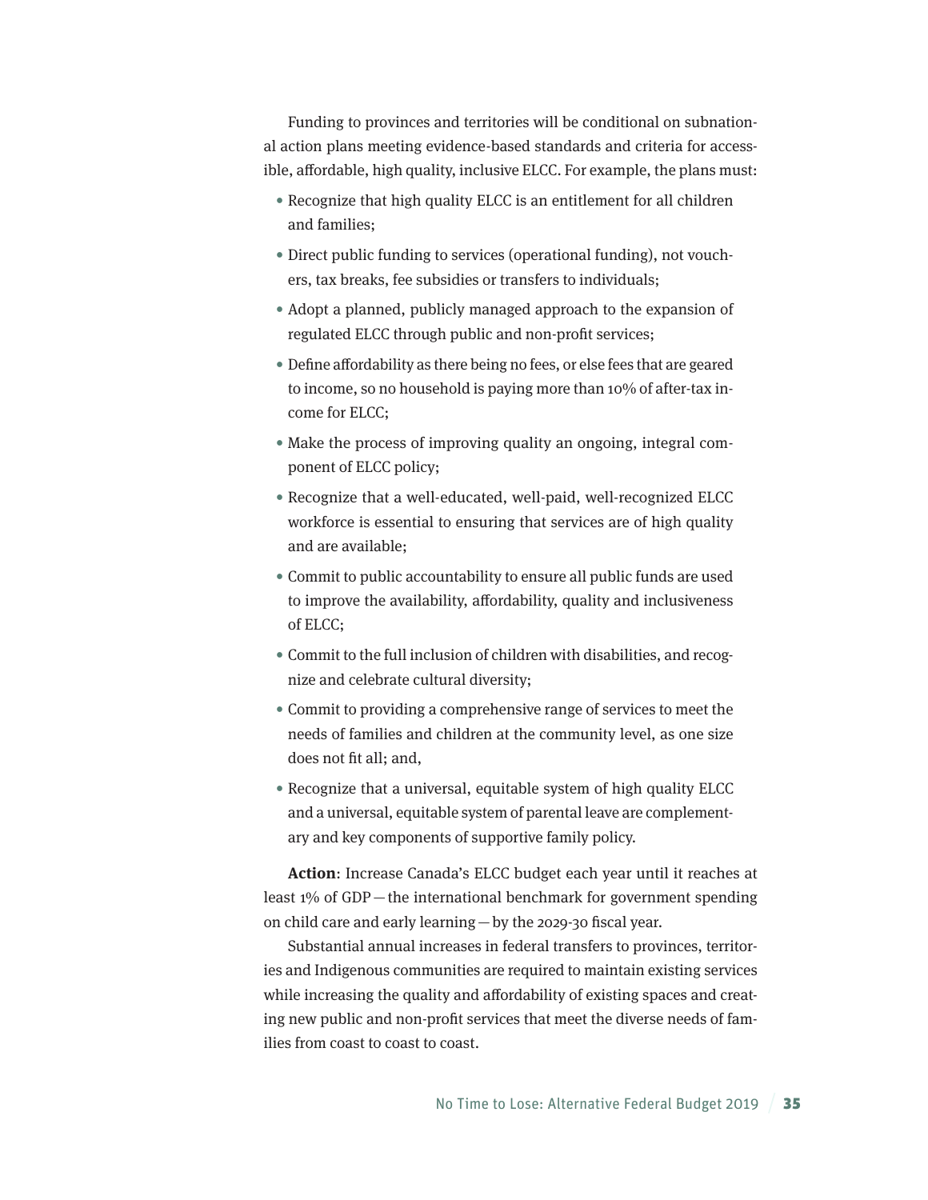Funding to provinces and territories will be conditional on subnational action plans meeting evidence-based standards and criteria for accessible, affordable, high quality, inclusive ELCC. For example, the plans must:

- Recognize that high quality ELCC is an entitlement for all children and families;
- Direct public funding to services (operational funding), not vouchers, tax breaks, fee subsidies or transfers to individuals;
- Adopt a planned, publicly managed approach to the expansion of regulated ELCC through public and non-profit services;
- Define affordability as there being no fees, or else fees that are geared to income, so no household is paying more than 10% of after-tax income for ELCC;
- Make the process of improving quality an ongoing, integral component of ELCC policy;
- Recognize that a well-educated, well-paid, well-recognized ELCC workforce is essential to ensuring that services are of high quality and are available;
- Commit to public accountability to ensure all public funds are used to improve the availability, affordability, quality and inclusiveness of ELCC;
- Commit to the full inclusion of children with disabilities, and recognize and celebrate cultural diversity;
- Commit to providing a comprehensive range of services to meet the needs of families and children at the community level, as one size does not fit all; and,
- Recognize that a universal, equitable system of high quality ELCC and a universal, equitable system of parental leave are complementary and key components of supportive family policy.

**Action**: Increase Canada's ELCC budget each year until it reaches at least 1% of GDP — the international benchmark for government spending on child care and early learning — by the 2029-30 fiscal year.

Substantial annual increases in federal transfers to provinces, territories and Indigenous communities are required to maintain existing services while increasing the quality and affordability of existing spaces and creating new public and non-profit services that meet the diverse needs of families from coast to coast to coast.